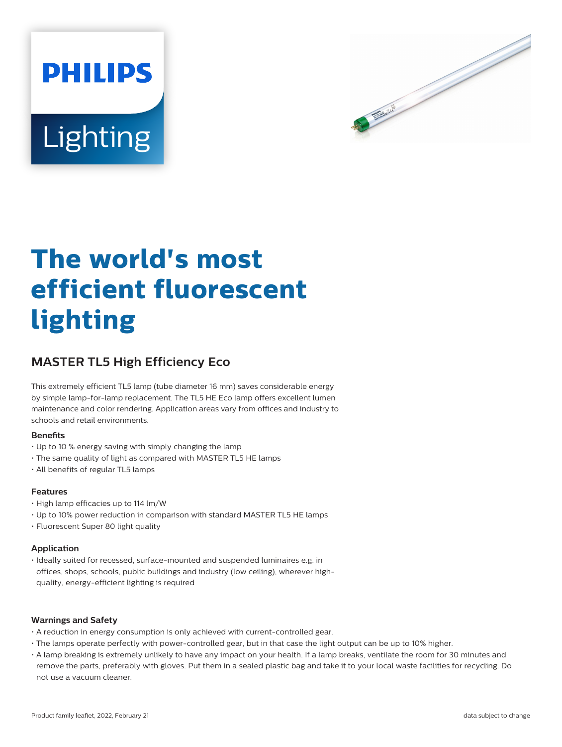PHILIPS

Lighting

# The world's most efficient fluorescent lighting

## MASTER TL5 High Efficiency Eco

This extremely efficient TL5 lamp (tube diameter 16 mm) saves considerable energy by simple lamp-for-lamp replacement. The TL5 HE Eco lamp offers excellent lumen maintenance and color rendering. Application areas vary from offices and industry to schools and retail environments.

### Benefits

- Up to 10 % energy saving with simply changing the lamp
- The same quality of light as compared with MASTER TL5 HE lamps
- All benefits of regular TL5 lamps

### Features

- High lamp efficacies up to 114 lm/W
- Up to 10% power reduction in comparison with standard MASTER TL5 HE lamps
- Fluorescent Super 80 light quality

### Application

- Ideally suited for recessed, surface-mounted and suspended luminaires e.g. in offices, shops, schools, public buildings and industry (low ceiling), wherever high-quality, energy-efficient lighting is required

### Warnings and Safety

- A reduction in energy consumption is only achieved with current-controlled gear.
- The lamps operate perfectly with power-controlled gear, but in that case the light output can be up to 10% higher.
- A lamp breaking is extremely unlikely to have any impact on your health. If a lamp breaks, ventilate the room for 30 minutes and remove the parts, preferably with gloves. Put them in a sealed plastic bag and take it to your local waste facilities for recycling. Do not use a vacuum cleaner.

Product family leaflet, 2022, February 21

data subject to change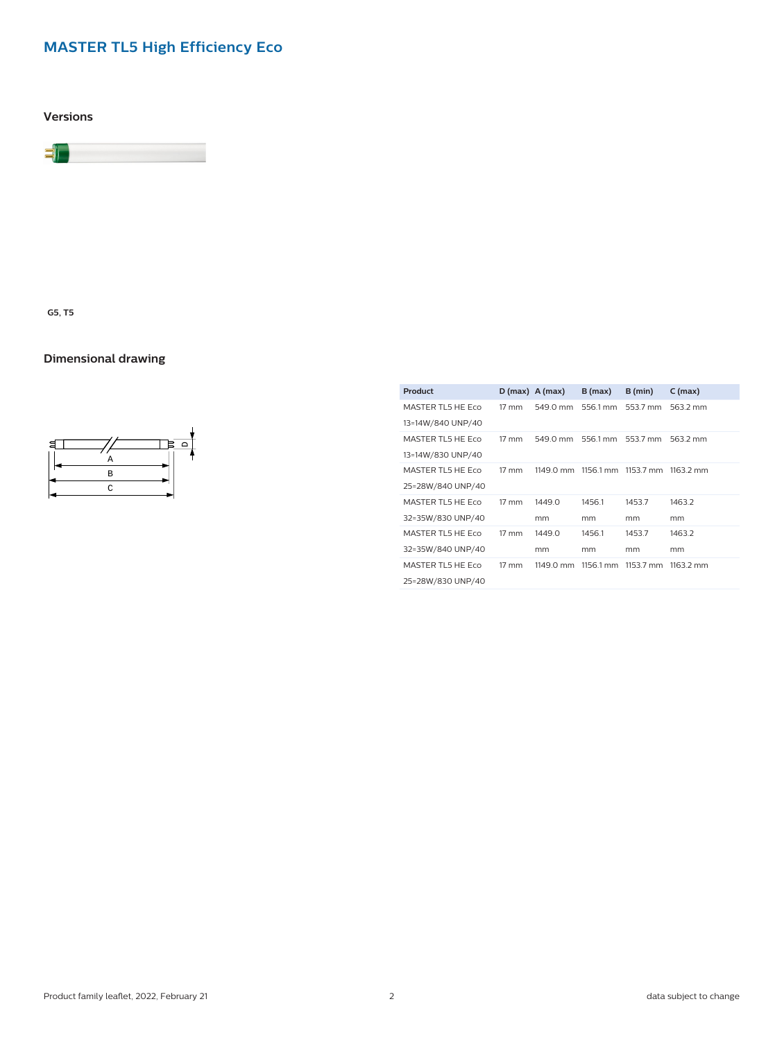## MASTER TL5 High Efficiency Eco

### Versions

G5, T5

### Dimensional drawing

| Product | D (max) | A (max) | B (max) | B (min) | C (max) |
|---|---|---|---|---|---|
| MASTER TL5 HE Eco 13=14W/840 UNP/40 | 17 mm | 549.0 mm | 556.1 mm | 553.7 mm | 563.2 mm |
| MASTER TL5 HE Eco 13=14W/830 UNP/40 | 17 mm | 549.0 mm | 556.1 mm | 553.7 mm | 563.2 mm |
| MASTER TL5 HE Eco 25=28W/840 UNP/40 | 17 mm | 1149.0 mm | 1156.1 mm | 1153.7 mm | 1163.2 mm |
| MASTER TL5 HE Eco 32=35W/830 UNP/40 | 17 mm | 1449.0 mm | 1456.1 mm | 1453.7 mm | 1463.2 mm |
| MASTER TL5 HE Eco 32=35W/840 UNP/40 | 17 mm | 1449.0 mm | 1456.1 mm | 1453.7 mm | 1463.2 mm |
| MASTER TL5 HE Eco 25=28W/830 UNP/40 | 17 mm | 1149.0 mm | 1156.1 mm | 1153.7 mm | 1163.2 mm |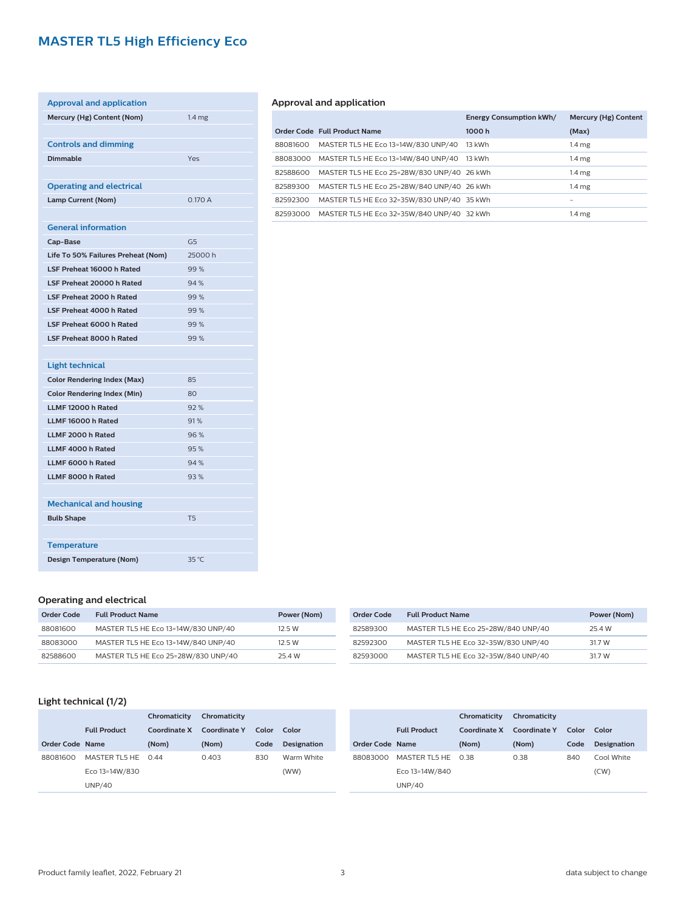# MASTER TL5 High Efficiency Eco

| Approval and application | |
|---|---|
| **Mercury (Hg) Content (Nom)** | 1.4 mg |

| Controls and dimming | |
|---|---|
| **Dimmable** | Yes |

| Operating and electrical | |
|---|---|
| **Lamp Current (Nom)** | 0.170 A |

| General information | |
|---|---|
| **Cap-Base** | G5 |
| **Life To 50% Failures Preheat (Nom)** | 25000 h |
| **LSF Preheat 16000 h Rated** | 99 % |
| **LSF Preheat 20000 h Rated** | 94 % |
| **LSF Preheat 2000 h Rated** | 99 % |
| **LSF Preheat 4000 h Rated** | 99 % |
| **LSF Preheat 6000 h Rated** | 99 % |
| **LSF Preheat 8000 h Rated** | 99 % |

| Light technical | |
|---|---|
| **Color Rendering Index (Max)** | 85 |
| **Color Rendering Index (Min)** | 80 |
| **LLMF 12000 h Rated** | 92 % |
| **LLMF 16000 h Rated** | 91 % |
| **LLMF 2000 h Rated** | 96 % |
| **LLMF 4000 h Rated** | 95 % |
| **LLMF 6000 h Rated** | 94 % |
| **LLMF 8000 h Rated** | 93 % |

| Mechanical and housing | |
|---|---|
| **Bulb Shape** | T5 |

| Temperature | |
|---|---|
| **Design Temperature (Nom)** | 35 °C |

## Approval and application

| Order Code | Full Product Name | Energy Consumption kWh/ 1000 h | Mercury (Hg) Content (Max) |
|---|---|---|---|
| 88081600 | MASTER TL5 HE Eco 13=14W/830 UNP/40 | 13 kWh | 1.4 mg |
| 88083000 | MASTER TL5 HE Eco 13=14W/840 UNP/40 | 13 kWh | 1.4 mg |
| 82588600 | MASTER TL5 HE Eco 25=28W/830 UNP/40 | 26 kWh | 1.4 mg |
| 82589300 | MASTER TL5 HE Eco 25=28W/840 UNP/40 | 26 kWh | 1.4 mg |
| 82592300 | MASTER TL5 HE Eco 32=35W/830 UNP/40 | 35 kWh | - |
| 82593000 | MASTER TL5 HE Eco 32=35W/840 UNP/40 | 32 kWh | 1.4 mg |

## Operating and electrical

| Order Code | Full Product Name | Power (Nom) |
|---|---|---|
| 88081600 | MASTER TL5 HE Eco 13=14W/830 UNP/40 | 12.5 W |
| 88083000 | MASTER TL5 HE Eco 13=14W/840 UNP/40 | 12.5 W |
| 82588600 | MASTER TL5 HE Eco 25=28W/830 UNP/40 | 25.4 W |
| 82589300 | MASTER TL5 HE Eco 25=28W/840 UNP/40 | 25.4 W |
| 82592300 | MASTER TL5 HE Eco 32=35W/830 UNP/40 | 31.7 W |
| 82593000 | MASTER TL5 HE Eco 32=35W/840 UNP/40 | 31.7 W |

## Light technical (1/2)

| Order Code | Full Product Name | Chromaticity Coordinate X (Nom) | Chromaticity Coordinate Y (Nom) | Color Code | Color Designation |
|---|---|---|---|---|---|
| 88081600 | MASTER TL5 HE Eco 13=14W/830 UNP/40 | 0.44 | 0.403 | 830 | Warm White (WW) |
| 88083000 | MASTER TL5 HE Eco 13=14W/840 UNP/40 | 0.38 | 0.38 | 840 | Cool White (CW) |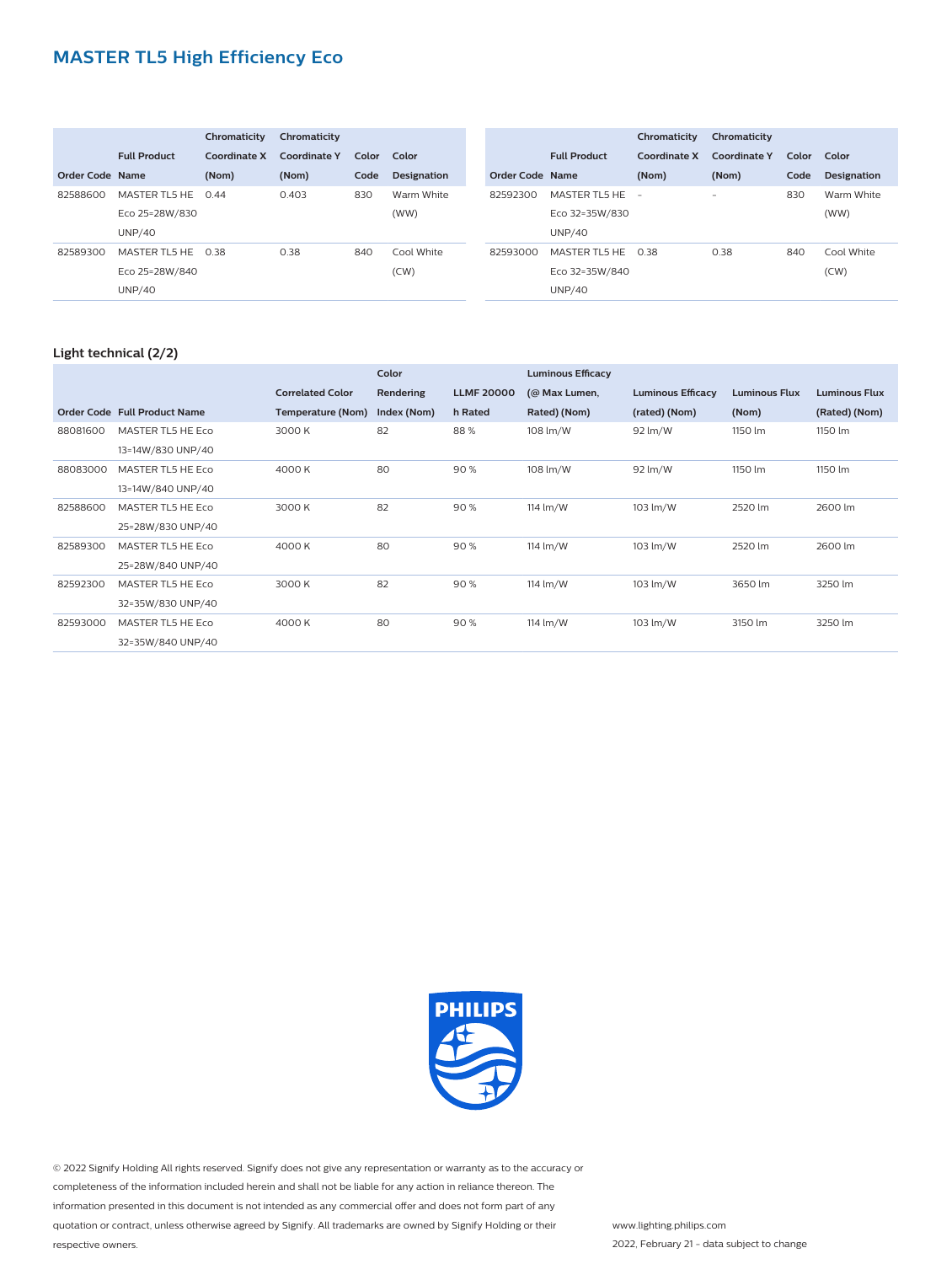## MASTER TL5 High Efficiency Eco

| Order Code | Full Product Name | Chromaticity Coordinate X (Nom) | Chromaticity Coordinate Y (Nom) | Color Code | Color Designation |
| --- | --- | --- | --- | --- | --- |
| 82588600 | MASTER TL5 HE Eco 25=28W/830 UNP/40 | 0.44 | 0.403 | 830 | Warm White (WW) |
| 82589300 | MASTER TL5 HE Eco 25=28W/840 UNP/40 | 0.38 | 0.38 | 840 | Cool White (CW) |
| 82592300 | MASTER TL5 HE Eco 32=35W/830 UNP/40 | - | - | 830 | Warm White (WW) |
| 82593000 | MASTER TL5 HE Eco 32=35W/840 UNP/40 | 0.38 | 0.38 | 840 | Cool White (CW) |

### Light technical (2/2)

| Order Code | Full Product Name | Correlated Color Temperature (Nom) | Color Rendering Index (Nom) | LLMF 20000 h Rated | Luminous Efficacy (@ Max Lumen, Rated) (Nom) | Luminous Efficacy (rated) (Nom) | Luminous Flux (Nom) | Luminous Flux (Rated) (Nom) |
| --- | --- | --- | --- | --- | --- | --- | --- | --- |
| 88081600 | MASTER TL5 HE Eco 13=14W/830 UNP/40 | 3000 K | 82 | 88 % | 108 lm/W | 92 lm/W | 1150 lm | 1150 lm |
| 88083000 | MASTER TL5 HE Eco 13=14W/840 UNP/40 | 4000 K | 80 | 90 % | 108 lm/W | 92 lm/W | 1150 lm | 1150 lm |
| 82588600 | MASTER TL5 HE Eco 25=28W/830 UNP/40 | 3000 K | 82 | 90 % | 114 lm/W | 103 lm/W | 2520 lm | 2600 lm |
| 82589300 | MASTER TL5 HE Eco 25=28W/840 UNP/40 | 4000 K | 80 | 90 % | 114 lm/W | 103 lm/W | 2520 lm | 2600 lm |
| 82592300 | MASTER TL5 HE Eco 32=35W/830 UNP/40 | 3000 K | 82 | 90 % | 114 lm/W | 103 lm/W | 3650 lm | 3250 lm |
| 82593000 | MASTER TL5 HE Eco 32=35W/840 UNP/40 | 4000 K | 80 | 90 % | 114 lm/W | 103 lm/W | 3150 lm | 3250 lm |

© 2022 Signify Holding All rights reserved. Signify does not give any representation or warranty as to the accuracy or completeness of the information included herein and shall not be liable for any action in reliance thereon. The information presented in this document is not intended as any commercial offer and does not form part of any quotation or contract, unless otherwise agreed by Signify. All trademarks are owned by Signify Holding or their respective owners.

www.lighting.philips.com

2022, February 21 - data subject to change